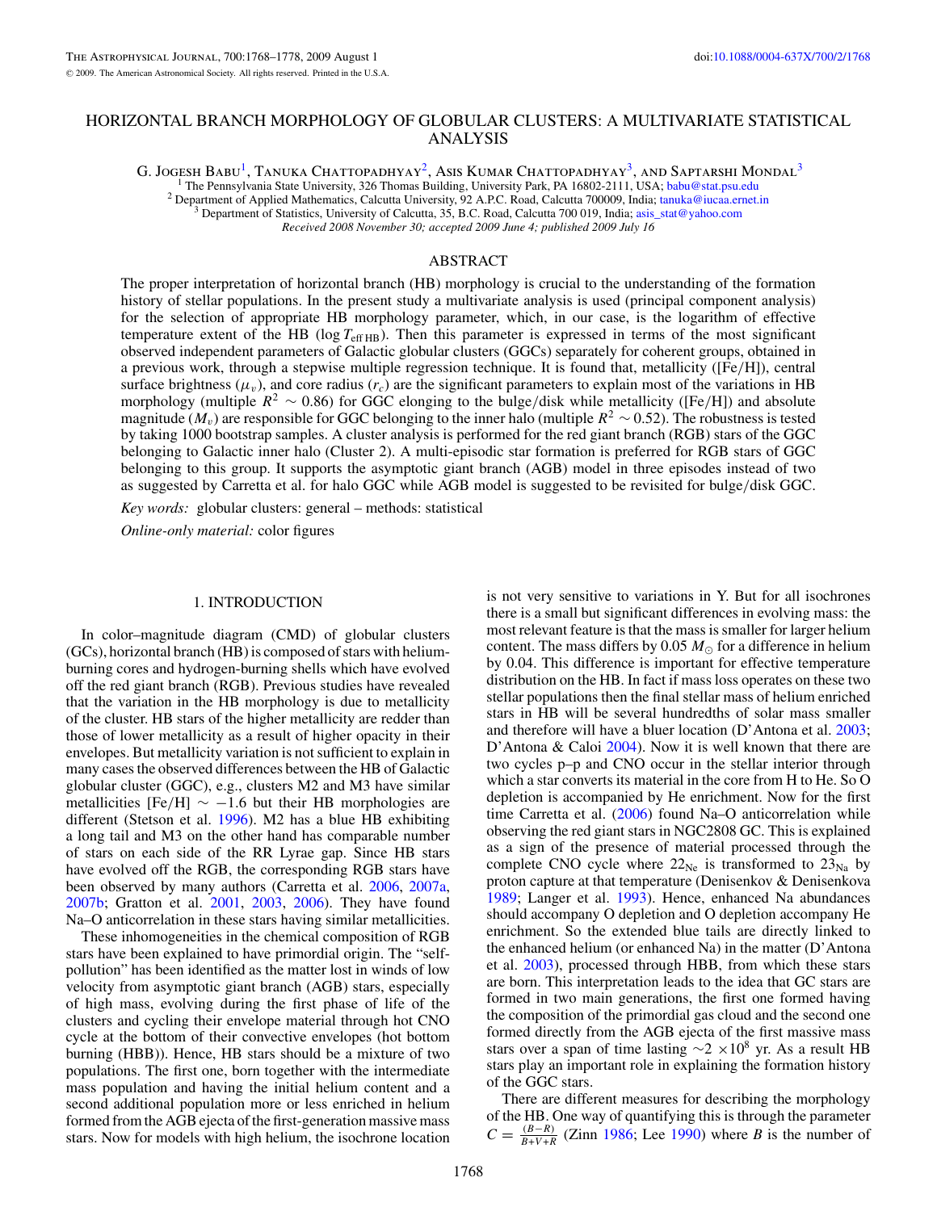# HORIZONTAL BRANCH MORPHOLOGY OF GLOBULAR CLUSTERS: A MULTIVARIATE STATISTICAL ANALYSIS

G. Jogesh Babu[1], Tanuka Chattopadhyay[2], Asis Kumar Chattopadhyay[3], and Saptarshi Mondal[3]

[1] The Pennsylvania State University, 326 Thomas Building, University Park, PA 16802-2111, USA; babu@stat.psu.edu

[2] Department of Applied Mathematics, Calcutta University, 92 A.P.C. Road, Calcutta 700009, India; tanuka@iucaa.ernet.in

[3] Department of Statistics, University of Calcutta, 35, B.C. Road, Calcutta 700 019, India; asis_stat@yahoo.com

*Received 2008 November 30; accepted 2009 June 4; published 2009 July 16*

## ABSTRACT

The proper interpretation of horizontal branch (HB) morphology is crucial to the understanding of the formation history of stellar populations. In the present study a multivariate analysis is used (principal component analysis) for the selection of appropriate HB morphology parameter, which, in our case, is the logarithm of effective temperature extent of the HB ($\log T_{\rm eff\,HB}$). Then this parameter is expressed in terms of the most significant observed independent parameters of Galactic globular clusters (GGCs) separately for coherent groups, obtained in a previous work, through a stepwise multiple regression technique. It is found that, metallicity ([Fe/H]), central surface brightness ($\mu_v$), and core radius ($r_c$) are the significant parameters to explain most of the variations in HB morphology (multiple $R^2 \sim 0.86$) for GGC elonging to the bulge/disk while metallicity ([Fe/H]) and absolute magnitude ($M_v$) are responsible for GGC belonging to the inner halo (multiple $R^2 \sim 0.52$). The robustness is tested by taking 1000 bootstrap samples. A cluster analysis is performed for the red giant branch (RGB) stars of the GGC belonging to Galactic inner halo (Cluster 2). A multi-episodic star formation is preferred for RGB stars of GGC belonging to this group. It supports the asymptotic giant branch (AGB) model in three episodes instead of two as suggested by Carretta et al. for halo GGC while AGB model is suggested to be revisited for bulge/disk GGC.

*Key words:* globular clusters: general – methods: statistical

*Online-only material:* color figures

## 1. INTRODUCTION

In color–magnitude diagram (CMD) of globular clusters (GCs), horizontal branch (HB) is composed of stars with helium-burning cores and hydrogen-burning shells which have evolved off the red giant branch (RGB). Previous studies have revealed that the variation in the HB morphology is due to metallicity of the cluster. HB stars of the higher metallicity are redder than those of lower metallicity as a result of higher opacity in their envelopes. But metallicity variation is not sufficient to explain in many cases the observed differences between the HB of Galactic globular cluster (GGC), e.g., clusters M2 and M3 have similar metallicities [Fe/H] $\sim -1.6$ but their HB morphologies are different (Stetson et al. 1996). M2 has a blue HB exhibiting a long tail and M3 on the other hand has comparable number of stars on each side of the RR Lyrae gap. Since HB stars have evolved off the RGB, the corresponding RGB stars have been observed by many authors (Carretta et al. 2006, 2007a, 2007b; Gratton et al. 2001, 2003, 2006). They have found Na–O anticorrelation in these stars having similar metallicities.

These inhomogeneities in the chemical composition of RGB stars have been explained to have primordial origin. The "self-pollution" has been identified as the matter lost in winds of low velocity from asymptotic giant branch (AGB) stars, especially of high mass, evolving during the first phase of life of the clusters and cycling their envelope material through hot CNO cycle at the bottom of their convective envelopes (hot bottom burning (HBB)). Hence, HB stars should be a mixture of two populations. The first one, born together with the intermediate mass population and having the initial helium content and a second additional population more or less enriched in helium formed from the AGB ejecta of the first-generation massive mass stars. Now for models with high helium, the isochrone location is not very sensitive to variations in Y. But for all isochrones there is a small but significant differences in evolving mass: the most relevant feature is that the mass is smaller for larger helium content. The mass differs by 0.05 $M_\odot$ for a difference in helium by 0.04. This difference is important for effective temperature distribution on the HB. In fact if mass loss operates on these two stellar populations then the final stellar mass of helium enriched stars in HB will be several hundredths of solar mass smaller and therefore will have a bluer location (D'Antona et al. 2003; D'Antona & Caloi 2004). Now it is well known that there are two cycles p–p and CNO occur in the stellar interior through which a star converts its material in the core from H to He. So O depletion is accompanied by He enrichment. Now for the first time Carretta et al. (2006) found Na–O anticorrelation while observing the red giant stars in NGC2808 GC. This is explained as a sign of the presence of material processed through the complete CNO cycle where $22_{\rm Ne}$ is transformed to $23_{\rm Na}$ by proton capture at that temperature (Denisenkov & Denisenkova 1989; Langer et al. 1993). Hence, enhanced Na abundances should accompany O depletion and O depletion accompany He enrichment. So the extended blue tails are directly linked to the enhanced helium (or enhanced Na) in the matter (D'Antona et al. 2003), processed through HBB, from which these stars are born. This interpretation leads to the idea that GC stars are formed in two main generations, the first one formed having the composition of the primordial gas cloud and the second one formed directly from the AGB ejecta of the first massive mass stars over a span of time lasting $\sim 2 \times 10^8$ yr. As a result HB stars play an important role in explaining the formation history of the GGC stars.

There are different measures for describing the morphology of the HB. One way of quantifying this is through the parameter $C = \frac{(B-R)}{B+V+R}$ (Zinn 1986; Lee 1990) where $B$ is the number of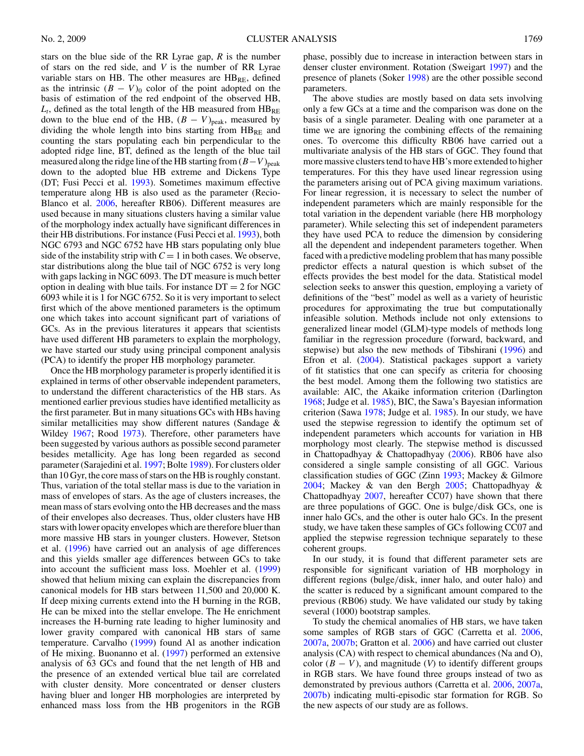stars on the blue side of the RR Lyrae gap, $R$ is the number of stars on the red side, and $V$ is the number of RR Lyrae variable stars on HB. The other measures are $HB_{RE}$, defined as the intrinsic $(B - V)_0$ color of the point adopted on the basis of estimation of the red endpoint of the observed HB, $L_t$, defined as the total length of the HB measured from $HB_{RE}$ down to the blue end of the HB, $(B - V)_{peak}$, measured by dividing the whole length into bins starting from $HB_{RE}$ and counting the stars populating each bin perpendicular to the adopted ridge line, BT, defined as the length of the blue tail measured along the ridge line of the HB starting from $(B-V)_{peak}$ down to the adopted blue HB extreme and Dickens Type (DT; Fusi Pecci et al. 1993). Sometimes maximum effective temperature along HB is also used as the parameter (Recio-Blanco et al. 2006, hereafter RB06). Different measures are used because in many situations clusters having a similar value of the morphology index actually have significant differences in their HB distributions. For instance (Fusi Pecci et al. 1993), both NGC 6793 and NGC 6752 have HB stars populating only blue side of the instability strip with $C = 1$ in both cases. We observe, star distributions along the blue tail of NGC 6752 is very long with gaps lacking in NGC 6093. The DT measure is much better option in dealing with blue tails. For instance $DT = 2$ for NGC 6093 while it is 1 for NGC 6752. So it is very important to select first which of the above mentioned parameters is the optimum one which takes into account significant part of variations of GCs. As in the previous literatures it appears that scientists have used different HB parameters to explain the morphology, we have started our study using principal component analysis (PCA) to identify the proper HB morphology parameter.

Once the HB morphology parameter is properly identified it is explained in terms of other observable independent parameters, to understand the different characteristics of the HB stars. As mentioned earlier previous studies have identified metallicity as the first parameter. But in many situations GCs with HBs having similar metallicities may show different natures (Sandage & Wildey 1967; Rood 1973). Therefore, other parameters have been suggested by various authors as possible second parameter besides metallicity. Age has long been regarded as second parameter (Sarajedini et al. 1997; Bolte 1989). For clusters older than 10 Gyr, the core mass of stars on the HB is roughly constant. Thus, variation of the total stellar mass is due to the variation in mass of envelopes of stars. As the age of clusters increases, the mean mass of stars evolving onto the HB decreases and the mass of their envelopes also decreases. Thus, older clusters have HB stars with lower opacity envelopes which are therefore bluer than more massive HB stars in younger clusters. However, Stetson et al. (1996) have carried out an analysis of age differences and this yields smaller age differences between GCs to take into account the sufficient mass loss. Moehler et al. (1999) showed that helium mixing can explain the discrepancies from canonical models for HB stars between 11,500 and 20,000 K. If deep mixing currents extend into the H burning in the RGB, He can be mixed into the stellar envelope. The He enrichment increases the H-burning rate leading to higher luminosity and lower gravity compared with canonical HB stars of same temperature. Carvalho (1999) found Al as another indication of He mixing. Buonanno et al. (1997) performed an extensive analysis of 63 GCs and found that the net length of HB and the presence of an extended vertical blue tail are correlated with cluster density. More concentrated or denser clusters having bluer and longer HB morphologies are interpreted by enhanced mass loss from the HB progenitors in the RGB phase, possibly due to increase in interaction between stars in denser cluster environment. Rotation (Sweigart 1997) and the presence of planets (Soker 1998) are the other possible second parameters.

The above studies are mostly based on data sets involving only a few GCs at a time and the comparison was done on the basis of a single parameter. Dealing with one parameter at a time we are ignoring the combining effects of the remaining ones. To overcome this difficulty RB06 have carried out a multivariate analysis of the HB stars of GGC. They found that more massive clusters tend to have HB's more extended to higher temperatures. For this they have used linear regression using the parameters arising out of PCA giving maximum variations. For linear regression, it is necessary to select the number of independent parameters which are mainly responsible for the total variation in the dependent variable (here HB morphology parameter). While selecting this set of independent parameters they have used PCA to reduce the dimension by considering all the dependent and independent parameters together. When faced with a predictive modeling problem that has many possible predictor effects a natural question is which subset of the effects provides the best model for the data. Statistical model selection seeks to answer this question, employing a variety of definitions of the "best" model as well as a variety of heuristic procedures for approximating the true but computationally infeasible solution. Methods include not only extensions to generalized linear model (GLM)-type models of methods long familiar in the regression procedure (forward, backward, and stepwise) but also the new methods of Tibshirani (1996) and Efron et al. (2004). Statistical packages support a variety of fit statistics that one can specify as criteria for choosing the best model. Among them the following two statistics are available: AIC, the Akaike information criterion (Darlington 1968; Judge et al. 1985), BIC, the Sawa's Bayesian information criterion (Sawa 1978; Judge et al. 1985). In our study, we have used the stepwise regression to identify the optimum set of independent parameters which accounts for variation in HB morphology most clearly. The stepwise method is discussed in Chattopadhyay & Chattopadhyay (2006). RB06 have also considered a single sample consisting of all GGC. Various classification studies of GGC (Zinn 1993; Mackey & Gilmore 2004; Mackey & van den Bergh 2005; Chattopadhyay & Chattopadhyay 2007, hereafter CC07) have shown that there are three populations of GGC. One is bulge/disk GCs, one is inner halo GCs, and the other is outer halo GCs. In the present study, we have taken these samples of GCs following CC07 and applied the stepwise regression technique separately to these coherent groups.

In our study, it is found that different parameter sets are responsible for significant variation of HB morphology in different regions (bulge/disk, inner halo, and outer halo) and the scatter is reduced by a significant amount compared to the previous (RB06) study. We have validated our study by taking several (1000) bootstrap samples.

To study the chemical anomalies of HB stars, we have taken some samples of RGB stars of GGC (Carretta et al. 2006, 2007a, 2007b; Gratton et al. 2006) and have carried out cluster analysis (CA) with respect to chemical abundances (Na and O), color $(B - V)$, and magnitude $(V)$ to identify different groups in RGB stars. We have found three groups instead of two as demonstrated by previous authors (Carretta et al. 2006, 2007a, 2007b) indicating multi-episodic star formation for RGB. So the new aspects of our study are as follows.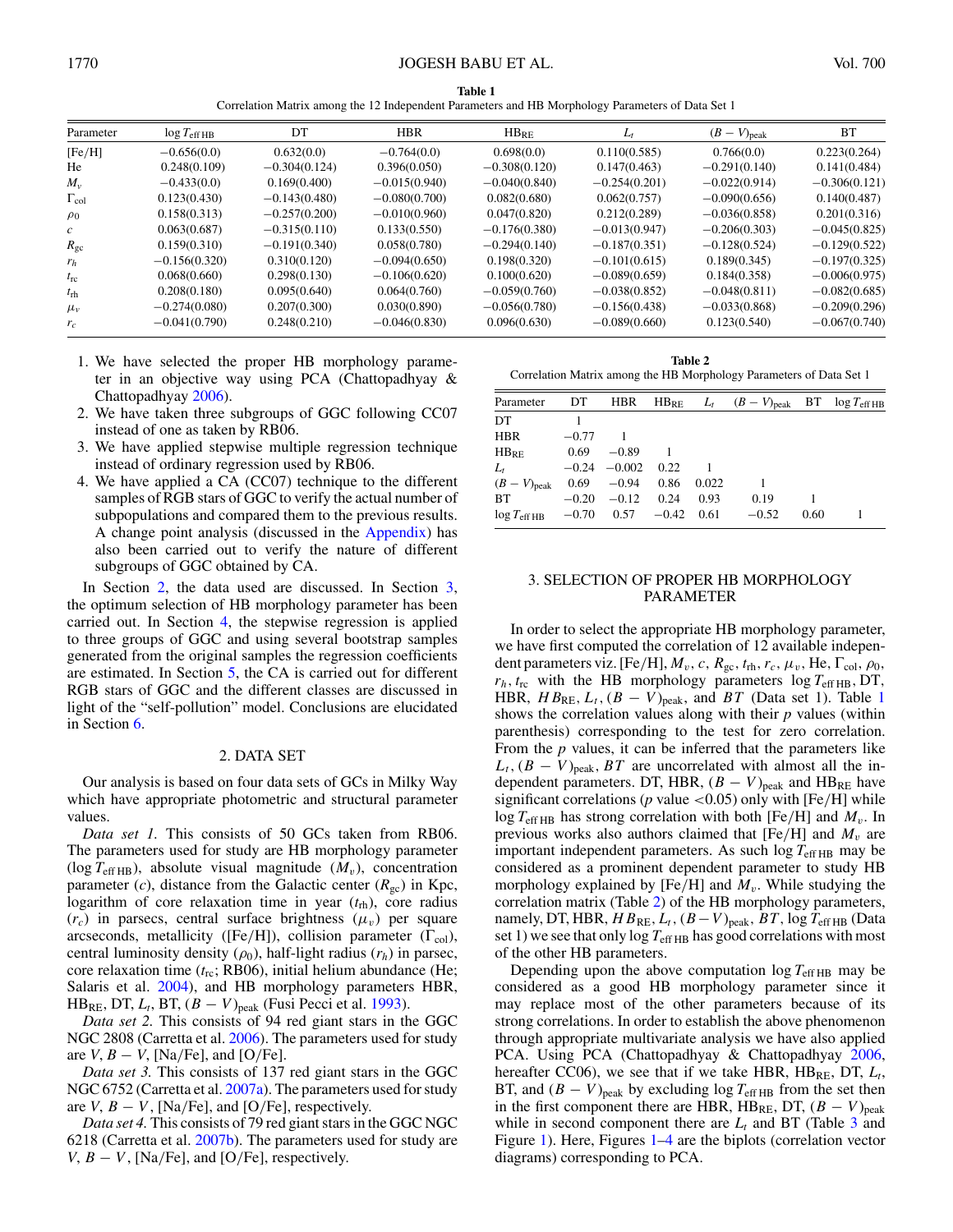**Table 1**
Correlation Matrix among the 12 Independent Parameters and HB Morphology Parameters of Data Set 1

| Parameter | $\log T_{\mathrm{eff\,HB}}$ | DT | HBR | $\mathrm{HB_{RE}}$ | $L_t$ | $(B-V)_{\mathrm{peak}}$ | BT |
|---|---|---|---|---|---|---|---|
| [Fe/H] | −0.656(0.0) | 0.632(0.0) | −0.764(0.0) | 0.698(0.0) | 0.110(0.585) | 0.766(0.0) | 0.223(0.264) |
| He | 0.248(0.109) | −0.304(0.124) | 0.396(0.050) | −0.308(0.120) | 0.147(0.463) | −0.291(0.140) | 0.141(0.484) |
| $M_v$ | −0.433(0.0) | 0.169(0.400) | −0.015(0.940) | −0.040(0.840) | −0.254(0.201) | −0.022(0.914) | −0.306(0.121) |
| $\Gamma_{\mathrm{col}}$ | 0.123(0.430) | −0.143(0.480) | −0.080(0.700) | 0.082(0.680) | 0.062(0.757) | −0.090(0.656) | 0.140(0.487) |
| $\rho_0$ | 0.158(0.313) | −0.257(0.200) | −0.010(0.960) | 0.047(0.820) | 0.212(0.289) | −0.036(0.858) | 0.201(0.316) |
| $c$ | 0.063(0.687) | −0.315(0.110) | 0.133(0.550) | −0.176(0.380) | −0.013(0.947) | −0.206(0.303) | −0.045(0.825) |
| $R_{\mathrm{gc}}$ | 0.159(0.310) | −0.191(0.340) | 0.058(0.780) | −0.294(0.140) | −0.187(0.351) | −0.128(0.524) | −0.129(0.522) |
| $r_h$ | −0.156(0.320) | 0.310(0.120) | −0.094(0.650) | 0.198(0.320) | −0.101(0.615) | 0.189(0.345) | −0.197(0.325) |
| $t_{\mathrm{rc}}$ | 0.068(0.660) | 0.298(0.130) | −0.106(0.620) | 0.100(0.620) | −0.089(0.659) | 0.184(0.358) | −0.006(0.975) |
| $t_{\mathrm{rh}}$ | 0.208(0.180) | 0.095(0.640) | 0.064(0.760) | −0.059(0.760) | −0.038(0.852) | −0.048(0.811) | −0.082(0.685) |
| $\mu_v$ | −0.274(0.080) | 0.207(0.300) | 0.030(0.890) | −0.056(0.780) | −0.156(0.438) | −0.033(0.868) | −0.209(0.296) |
| $r_c$ | −0.041(0.790) | 0.248(0.210) | −0.046(0.830) | 0.096(0.630) | −0.089(0.660) | 0.123(0.540) | −0.067(0.740) |

1. We have selected the proper HB morphology parameter in an objective way using PCA (Chattopadhyay & Chattopadhyay 2006).
2. We have taken three subgroups of GGC following CC07 instead of one as taken by RB06.
3. We have applied stepwise multiple regression technique instead of ordinary regression used by RB06.
4. We have applied a CA (CC07) technique to the different samples of RGB stars of GGC to verify the actual number of subpopulations and compared them to the previous results. A change point analysis (discussed in the Appendix) has also been carried out to verify the nature of different subgroups of GGC obtained by CA.

In Section 2, the data used are discussed. In Section 3, the optimum selection of HB morphology parameter has been carried out. In Section 4, the stepwise regression is applied to three groups of GGC and using several bootstrap samples generated from the original samples the regression coefficients are estimated. In Section 5, the CA is carried out for different RGB stars of GGC and the different classes are discussed in light of the "self-pollution" model. Conclusions are elucidated in Section 6.

## 2. DATA SET

Our analysis is based on four data sets of GCs in Milky Way which have appropriate photometric and structural parameter values.

*Data set 1.* This consists of 50 GCs taken from RB06. The parameters used for study are HB morphology parameter ($\log T_{\mathrm{eff\,HB}}$), absolute visual magnitude ($M_v$), concentration parameter ($c$), distance from the Galactic center ($R_{\mathrm{gc}}$) in Kpc, logarithm of core relaxation time in year ($t_{\mathrm{rh}}$), core radius ($r_c$) in parsecs, central surface brightness ($\mu_v$) per square arcseconds, metallicity ([Fe/H]), collision parameter ($\Gamma_{\mathrm{col}}$), central luminosity density ($\rho_0$), half-light radius ($r_h$) in parsec, core relaxation time ($t_{\mathrm{rc}}$; RB06), initial helium abundance (He; Salaris et al. 2004), and HB morphology parameters HBR, $\mathrm{HB_{RE}}$, DT, $L_t$, BT, $(B-V)_{\mathrm{peak}}$ (Fusi Pecci et al. 1993).

*Data set 2.* This consists of 94 red giant stars in the GGC NGC 2808 (Carretta et al. 2006). The parameters used for study are $V$, $B-V$, [Na/Fe], and [O/Fe].

*Data set 3.* This consists of 137 red giant stars in the GGC NGC 6752 (Carretta et al. 2007a). The parameters used for study are $V$, $B-V$, [Na/Fe], and [O/Fe], respectively.

*Data set 4.* This consists of 79 red giant stars in the GGC NGC 6218 (Carretta et al. 2007b). The parameters used for study are $V$, $B-V$, [Na/Fe], and [O/Fe], respectively.

**Table 2**
Correlation Matrix among the HB Morphology Parameters of Data Set 1

| Parameter | DT | HBR | $\mathrm{HB_{RE}}$ | $L_t$ | $(B-V)_{\mathrm{peak}}$ | BT | $\log T_{\mathrm{eff\,HB}}$ |
|---|---|---|---|---|---|---|---|
| DT | 1 | | | | | | |
| HBR | −0.77 | 1 | | | | | |
| $\mathrm{HB_{RE}}$ | 0.69 | −0.89 | 1 | | | | |
| $L_t$ | −0.24 | −0.002 | 0.22 | 1 | | | |
| $(B-V)_{\mathrm{peak}}$ | 0.69 | −0.94 | 0.86 | 0.022 | 1 | | |
| BT | −0.20 | −0.12 | 0.24 | 0.93 | 0.19 | 1 | |
| $\log T_{\mathrm{eff\,HB}}$ | −0.70 | 0.57 | −0.42 | 0.61 | −0.52 | 0.60 | 1 |

## 3. SELECTION OF PROPER HB MORPHOLOGY PARAMETER

In order to select the appropriate HB morphology parameter, we have first computed the correlation of 12 available independent parameters viz. [Fe/H], $M_v$, $c$, $R_{\mathrm{gc}}$, $t_{\mathrm{rh}}$, $r_c$, $\mu_v$, He, $\Gamma_{\mathrm{col}}$, $\rho_0$, $r_h$, $t_{\mathrm{rc}}$ with the HB morphology parameters $\log T_{\mathrm{eff\,HB}}$, DT, HBR, $HB_{\mathrm{RE}}$, $L_t$, $(B-V)_{\mathrm{peak}}$, and $BT$ (Data set 1). Table 1 shows the correlation values along with their $p$ values (within parenthesis) corresponding to the test for zero correlation. From the $p$ values, it can be inferred that the parameters like $L_t$, $(B-V)_{\mathrm{peak}}$, $BT$ are uncorrelated with almost all the independent parameters. DT, HBR, $(B-V)_{\mathrm{peak}}$ and $\mathrm{HB_{RE}}$ have significant correlations ($p$ value $<0.05$) only with [Fe/H] while $\log T_{\mathrm{eff\,HB}}$ has strong correlation with both [Fe/H] and $M_v$. In previous works also authors claimed that [Fe/H] and $M_v$ are important independent parameters. As such $\log T_{\mathrm{eff\,HB}}$ may be considered as a prominent dependent parameter to study HB morphology explained by [Fe/H] and $M_v$. While studying the correlation matrix (Table 2) of the HB morphology parameters, namely, DT, HBR, $HB_{\mathrm{RE}}$, $L_t$, $(B-V)_{\mathrm{peak}}$, $BT$, $\log T_{\mathrm{eff\,HB}}$ (Data set 1) we see that only $\log T_{\mathrm{eff\,HB}}$ has good correlations with most of the other HB parameters.

Depending upon the above computation $\log T_{\mathrm{eff\,HB}}$ may be considered as a good HB morphology parameter since it may replace most of the other parameters because of its strong correlations. In order to establish the above phenomenon through appropriate multivariate analysis we have also applied PCA. Using PCA (Chattopadhyay & Chattopadhyay 2006, hereafter CC06), we see that if we take HBR, $\mathrm{HB_{RE}}$, DT, $L_t$, BT, and $(B-V)_{\mathrm{peak}}$ by excluding $\log T_{\mathrm{eff\,HB}}$ from the set then in the first component there are HBR, $\mathrm{HB_{RE}}$, DT, $(B-V)_{\mathrm{peak}}$ while in second component there are $L_t$ and BT (Table 3 and Figure 1). Here, Figures 1–4 are the biplots (correlation vector diagrams) corresponding to PCA.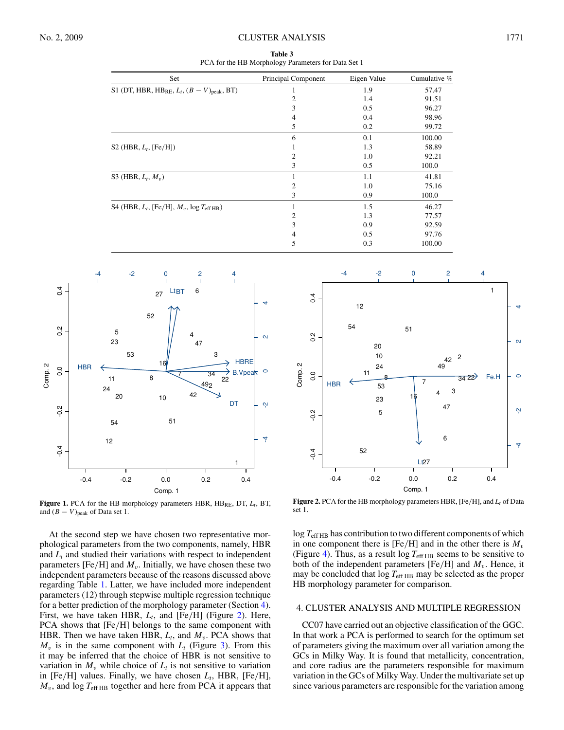**Table 3**
PCA for the HB Morphology Parameters for Data Set 1

| Set | Principal Component | Eigen Value | Cumulative % |
|---|---|---|---|
| S1 (DT, HBR, $HB_{RE}$, $L_t$, $(B-V)_{peak}$, BT) | 1 | 1.9 | 57.47 |
| | 2 | 1.4 | 91.51 |
| | 3 | 0.5 | 96.27 |
| | 4 | 0.4 | 98.96 |
| | 5 | 0.2 | 99.72 |
| | 6 | 0.1 | 100.00 |
| S2 (HBR, $L_t$, [Fe/H]) | 1 | 1.3 | 58.89 |
| | 2 | 1.0 | 92.21 |
| | 3 | 0.5 | 100.0 |
| S3 (HBR, $L_t$, $M_v$) | 1 | 1.1 | 41.81 |
| | 2 | 1.0 | 75.16 |
| | 3 | 0.9 | 100.0 |
| S4 (HBR, $L_t$, [Fe/H], $M_v$, $\log T_{\mathrm{eff\,HB}}$) | 1 | 1.5 | 46.27 |
| | 2 | 1.3 | 77.57 |
| | 3 | 0.9 | 92.59 |
| | 4 | 0.5 | 97.76 |
| | 5 | 0.3 | 100.00 |

**Figure 1.** PCA for the HB morphology parameters HBR, $HB_{RE}$, DT, $L_t$, BT, and $(B-V)_{peak}$ of Data set 1.

**Figure 2.** PCA for the HB morphology parameters HBR, [Fe/H], and $L_t$ of Data set 1.

At the second step we have chosen two representative morphological parameters from the two components, namely, HBR and $L_t$ and studied their variations with respect to independent parameters [Fe/H] and $M_v$. Initially, we have chosen these two independent parameters because of the reasons discussed above regarding Table 1. Latter, we have included more independent parameters (12) through stepwise multiple regression technique for a better prediction of the morphology parameter (Section 4). First, we have taken HBR, $L_t$, and [Fe/H] (Figure 2). Here, PCA shows that [Fe/H] belongs to the same component with HBR. Then we have taken HBR, $L_t$, and $M_v$. PCA shows that $M_v$ is in the same component with $L_t$ (Figure 3). From this it may be inferred that the choice of HBR is not sensitive to variation in $M_v$ while choice of $L_t$ is not sensitive to variation in [Fe/H] values. Finally, we have chosen $L_t$, HBR, [Fe/H], $M_v$, and $\log T_{\mathrm{eff\,HB}}$ together and here from PCA it appears that $\log T_{\mathrm{eff\,HB}}$ has contribution to two different components of which in one component there is [Fe/H] and in the other there is $M_v$ (Figure 4). Thus, as a result $\log T_{\mathrm{eff\,HB}}$ seems to be sensitive to both of the independent parameters [Fe/H] and $M_v$. Hence, it may be concluded that $\log T_{\mathrm{eff\,HB}}$ may be selected as the proper HB morphology parameter for comparison.

## 4. CLUSTER ANALYSIS AND MULTIPLE REGRESSION

CC07 have carried out an objective classification of the GGC. In that work a PCA is performed to search for the optimum set of parameters giving the maximum over all variation among the GCs in Milky Way. It is found that metallicity, concentration, and core radius are the parameters responsible for maximum variation in the GCs of Milky Way. Under the multivariate set up since various parameters are responsible for the variation among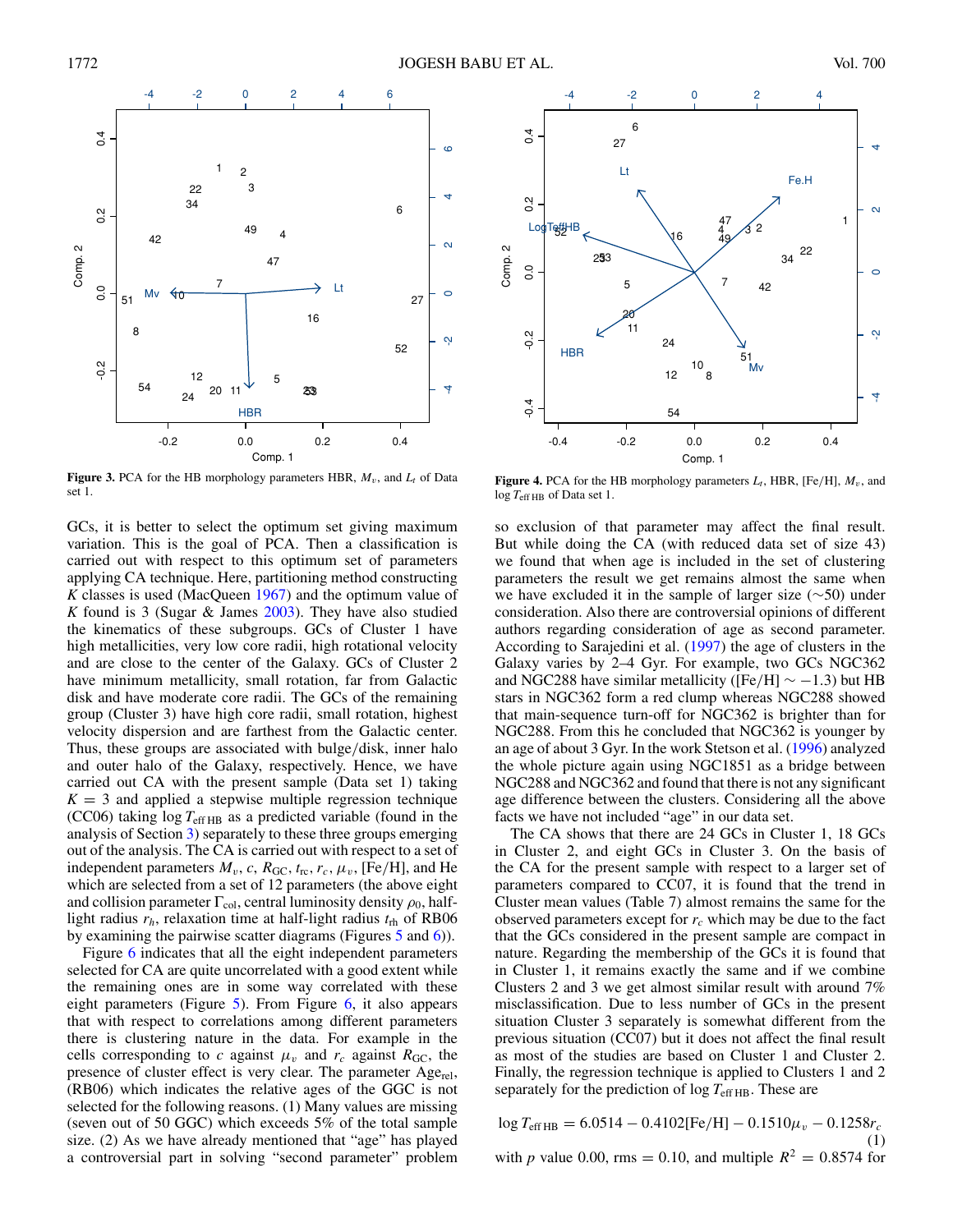**Figure 3.** PCA for the HB morphology parameters HBR, $M_v$, and $L_t$ of Data set 1.

**Figure 4.** PCA for the HB morphology parameters $L_t$, HBR, [Fe/H], $M_v$, and $\log T_{\mathrm{eff\,HB}}$ of Data set 1.

GCs, it is better to select the optimum set giving maximum variation. This is the goal of PCA. Then a classification is carried out with respect to this optimum set of parameters applying CA technique. Here, partitioning method constructing $K$ classes is used (MacQueen 1967) and the optimum value of $K$ found is 3 (Sugar & James 2003). They have also studied the kinematics of these subgroups. GCs of Cluster 1 have high metallicities, very low core radii, high rotational velocity and are close to the center of the Galaxy. GCs of Cluster 2 have minimum metallicity, small rotation, far from Galactic disk and have moderate core radii. The GCs of the remaining group (Cluster 3) have high core radii, small rotation, highest velocity dispersion and are farthest from the Galactic center. Thus, these groups are associated with bulge/disk, inner halo and outer halo of the Galaxy, respectively. Hence, we have carried out CA with the present sample (Data set 1) taking $K = 3$ and applied a stepwise multiple regression technique (CC06) taking $\log T_{\mathrm{eff\,HB}}$ as a predicted variable (found in the analysis of Section 3) separately to these three groups emerging out of the analysis. The CA is carried out with respect to a set of independent parameters $M_v$, $c$, $R_{\mathrm{GC}}$, $t_{\mathrm{rc}}$, $r_c$, $\mu_v$, [Fe/H], and He which are selected from a set of 12 parameters (the above eight and collision parameter $\Gamma_{\mathrm{col}}$, central luminosity density $\rho_0$, half-light radius $r_h$, relaxation time at half-light radius $t_{\mathrm{rh}}$ of RB06 by examining the pairwise scatter diagrams (Figures 5 and 6)).

Figure 6 indicates that all the eight independent parameters selected for CA are quite uncorrelated with a good extent while the remaining ones are in some way correlated with these eight parameters (Figure 5). From Figure 6, it also appears that with respect to correlations among different parameters there is clustering nature in the data. For example in the cells corresponding to $c$ against $\mu_v$ and $r_c$ against $R_{\mathrm{GC}}$, the presence of cluster effect is very clear. The parameter Age$_{\mathrm{rel}}$, (RB06) which indicates the relative ages of the GGC is not selected for the following reasons. (1) Many values are missing (seven out of 50 GGC) which exceeds 5% of the total sample size. (2) As we have already mentioned that "age" has played a controversial part in solving "second parameter" problem so exclusion of that parameter may affect the final result. But while doing the CA (with reduced data set of size 43) we found that when age is included in the set of clustering parameters the result we get remains almost the same when we have excluded it in the sample of larger size (∼50) under consideration. Also there are controversial opinions of different authors regarding consideration of age as second parameter. According to Sarajedini et al. (1997) the age of clusters in the Galaxy varies by 2–4 Gyr. For example, two GCs NGC362 and NGC288 have similar metallicity ([Fe/H] $\sim -1.3$) but HB stars in NGC362 form a red clump whereas NGC288 showed that main-sequence turn-off for NGC362 is brighter than for NGC288. From this he concluded that NGC362 is younger by an age of about 3 Gyr. In the work Stetson et al. (1996) analyzed the whole picture again using NGC1851 as a bridge between NGC288 and NGC362 and found that there is not any significant age difference between the clusters. Considering all the above facts we have not included "age" in our data set.

The CA shows that there are 24 GCs in Cluster 1, 18 GCs in Cluster 2, and eight GCs in Cluster 3. On the basis of the CA for the present sample with respect to a larger set of parameters compared to CC07, it is found that the trend in Cluster mean values (Table 7) almost remains the same for the observed parameters except for $r_c$ which may be due to the fact that the GCs considered in the present sample are compact in nature. Regarding the membership of the GCs it is found that in Cluster 1, it remains exactly the same and if we combine Clusters 2 and 3 we get almost similar result with around 7% misclassification. Due to less number of GCs in the present situation Cluster 3 separately is somewhat different from the previous situation (CC07) but it does not affect the final result as most of the studies are based on Cluster 1 and Cluster 2. Finally, the regression technique is applied to Clusters 1 and 2 separately for the prediction of $\log T_{\mathrm{eff\,HB}}$. These are

$$\log T_{\mathrm{eff\,HB}} = 6.0514 - 0.4102[\mathrm{Fe/H}] - 0.1510\mu_v - 0.1258r_c \quad (1)$$

with $p$ value 0.00, rms = 0.10, and multiple $R^2 = 0.8574$ for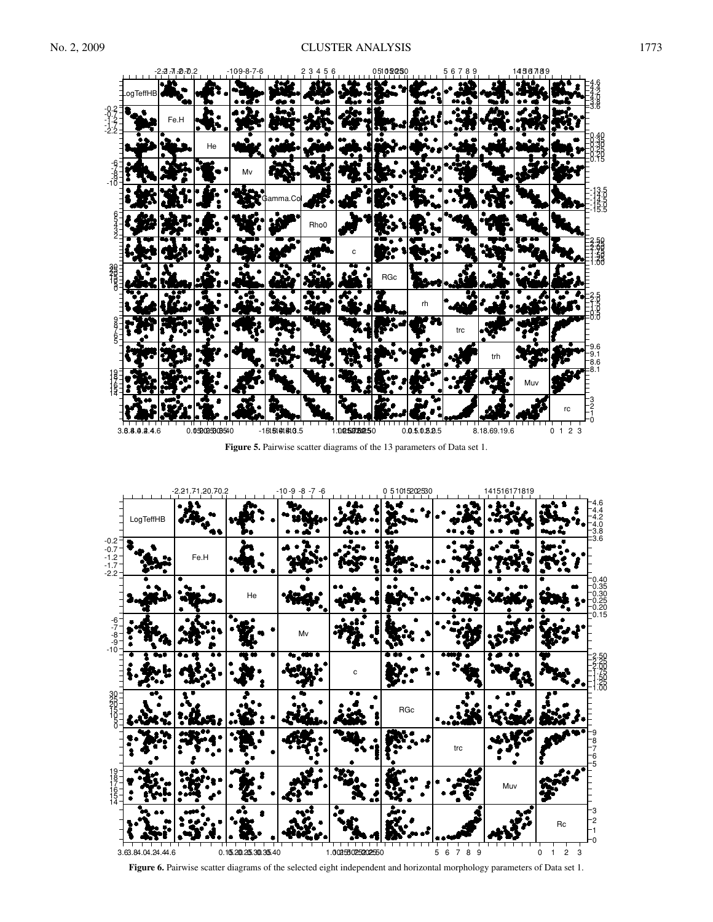**Figure 5.** Pairwise scatter diagrams of the 13 parameters of Data set 1.

**Figure 6.** Pairwise scatter diagrams of the selected eight independent and horizontal morphology parameters of Data set 1.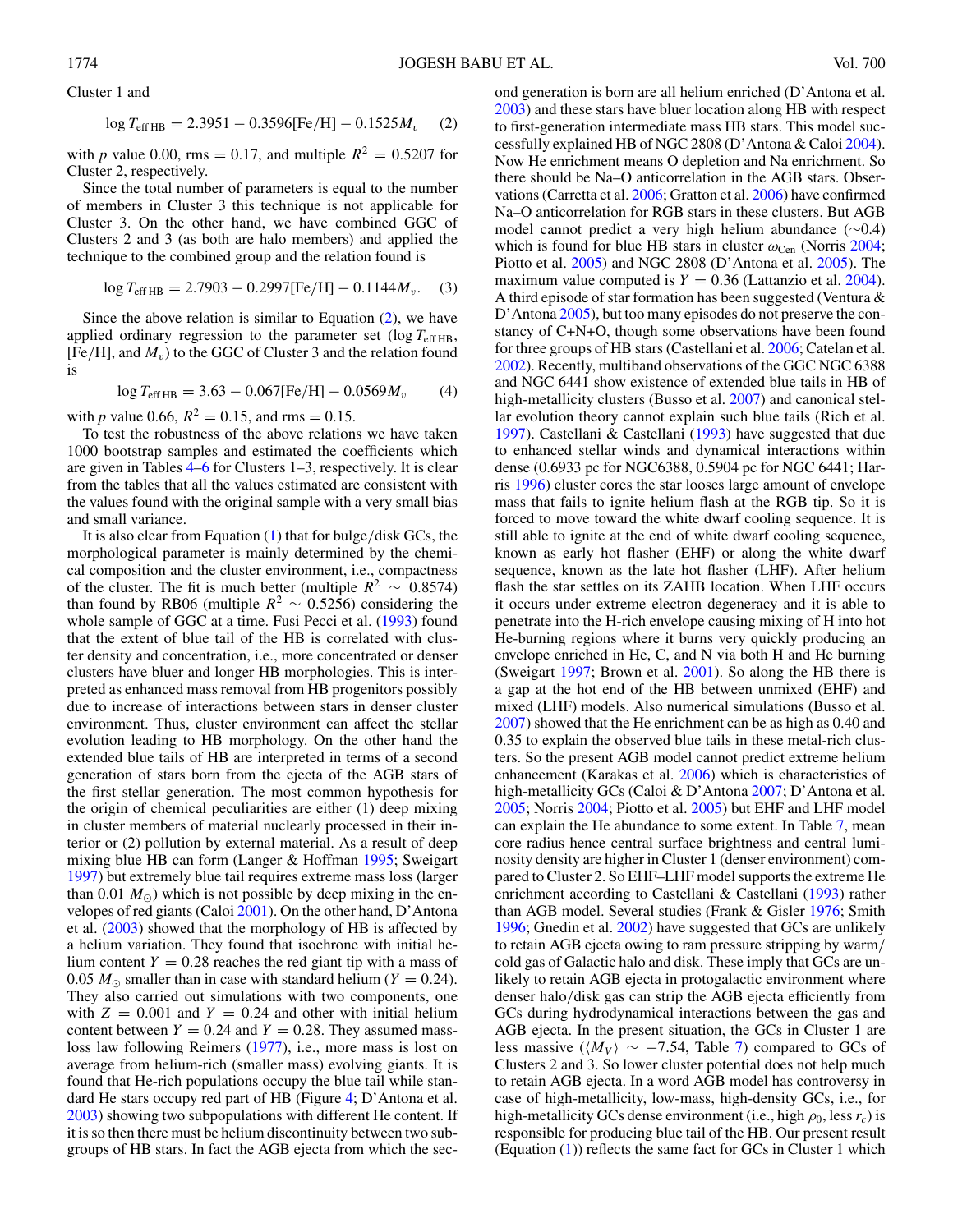Cluster 1 and

$$\log T_{\mathrm{eff\,HB}} = 2.3951 - 0.3596[\mathrm{Fe/H}] - 0.1525M_v \quad (2)$$

with $p$ value 0.00, rms = 0.17, and multiple $R^2 = 0.5207$ for Cluster 2, respectively.

Since the total number of parameters is equal to the number of members in Cluster 3 this technique is not applicable for Cluster 3. On the other hand, we have combined GGC of Clusters 2 and 3 (as both are halo members) and applied the technique to the combined group and the relation found is

$$\log T_{\mathrm{eff\,HB}} = 2.7903 - 0.2997[\mathrm{Fe/H}] - 0.1144M_v. \quad (3)$$

Since the above relation is similar to Equation (2), we have applied ordinary regression to the parameter set ($\log T_{\mathrm{eff\,HB}}$, [Fe/H], and $M_v$) to the GGC of Cluster 3 and the relation found is

$$\log T_{\mathrm{eff\,HB}} = 3.63 - 0.067[\mathrm{Fe/H}] - 0.0569M_v \quad (4)$$

with $p$ value 0.66, $R^2 = 0.15$, and rms = 0.15.

To test the robustness of the above relations we have taken 1000 bootstrap samples and estimated the coefficients which are given in Tables 4–6 for Clusters 1–3, respectively. It is clear from the tables that all the values estimated are consistent with the values found with the original sample with a very small bias and small variance.

It is also clear from Equation (1) that for bulge/disk GCs, the morphological parameter is mainly determined by the chemical composition and the cluster environment, i.e., compactness of the cluster. The fit is much better (multiple $R^2 \sim 0.8574$) than found by RB06 (multiple $R^2 \sim 0.5256$) considering the whole sample of GGC at a time. Fusi Pecci et al. (1993) found that the extent of blue tail of the HB is correlated with cluster density and concentration, i.e., more concentrated or denser clusters have bluer and longer HB morphologies. This is interpreted as enhanced mass removal from HB progenitors possibly due to increase of interactions between stars in denser cluster environment. Thus, cluster environment can affect the stellar evolution leading to HB morphology. On the other hand the extended blue tails of HB are interpreted in terms of a second generation of stars born from the ejecta of the AGB stars of the first stellar generation. The most common hypothesis for the origin of chemical peculiarities are either (1) deep mixing in cluster members of material nuclearly processed in their interior or (2) pollution by external material. As a result of deep mixing blue HB can form (Langer & Hoffman 1995; Sweigart 1997) but extremely blue tail requires extreme mass loss (larger than 0.01 $M_\odot$) which is not possible by deep mixing in the envelopes of red giants (Caloi 2001). On the other hand, D'Antona et al. (2003) showed that the morphology of HB is affected by a helium variation. They found that isochrone with initial helium content $Y = 0.28$ reaches the red giant tip with a mass of 0.05 $M_\odot$ smaller than in case with standard helium ($Y = 0.24$). They also carried out simulations with two components, one with $Z = 0.001$ and $Y = 0.24$ and other with initial helium content between $Y = 0.24$ and $Y = 0.28$. They assumed mass-loss law following Reimers (1977), i.e., more mass is lost on average from helium-rich (smaller mass) evolving giants. It is found that He-rich populations occupy the blue tail while standard He stars occupy red part of HB (Figure 4; D'Antona et al. 2003) showing two subpopulations with different He content. If it is so then there must be helium discontinuity between two subgroups of HB stars. In fact the AGB ejecta from which the second generation is born are all helium enriched (D'Antona et al. 2003) and these stars have bluer location along HB with respect to first-generation intermediate mass HB stars. This model successfully explained HB of NGC 2808 (D'Antona & Caloi 2004). Now He enrichment means O depletion and Na enrichment. So there should be Na–O anticorrelation in the AGB stars. Observations (Carretta et al. 2006; Gratton et al. 2006) have confirmed Na–O anticorrelation for RGB stars in these clusters. But AGB model cannot predict a very high helium abundance (∼0.4) which is found for blue HB stars in cluster $\omega_{\mathrm{Cen}}$ (Norris 2004; Piotto et al. 2005) and NGC 2808 (D'Antona et al. 2005). The maximum value computed is $Y = 0.36$ (Lattanzio et al. 2004). A third episode of star formation has been suggested (Ventura & D'Antona 2005), but too many episodes do not preserve the constancy of C+N+O, though some observations have been found for three groups of HB stars (Castellani et al. 2006; Catelan et al. 2002). Recently, multiband observations of the GGC NGC 6388 and NGC 6441 show existence of extended blue tails in HB of high-metallicity clusters (Busso et al. 2007) and canonical stellar evolution theory cannot explain such blue tails (Rich et al. 1997). Castellani & Castellani (1993) have suggested that due to enhanced stellar winds and dynamical interactions within dense (0.6933 pc for NGC6388, 0.5904 pc for NGC 6441; Harris 1996) cluster cores the star looses large amount of envelope mass that fails to ignite helium flash at the RGB tip. So it is forced to move toward the white dwarf cooling sequence. It is still able to ignite at the end of white dwarf cooling sequence, known as early hot flasher (EHF) or along the white dwarf sequence, known as the late hot flasher (LHF). After helium flash the star settles on its ZAHB location. When LHF occurs it occurs under extreme electron degeneracy and it is able to penetrate into the H-rich envelope causing mixing of H into hot He-burning regions where it burns very quickly producing an envelope enriched in He, C, and N via both H and He burning (Sweigart 1997; Brown et al. 2001). So along the HB there is a gap at the hot end of the HB between unmixed (EHF) and mixed (LHF) models. Also numerical simulations (Busso et al. 2007) showed that the He enrichment can be as high as 0.40 and 0.35 to explain the observed blue tails in these metal-rich clusters. So the present AGB model cannot predict extreme helium enhancement (Karakas et al. 2006) which is characteristics of high-metallicity GCs (Caloi & D'Antona 2007; D'Antona et al. 2005; Norris 2004; Piotto et al. 2005) but EHF and LHF model can explain the He abundance to some extent. In Table 7, mean core radius hence central surface brightness and central luminosity density are higher in Cluster 1 (denser environment) compared to Cluster 2. So EHF–LHF model supports the extreme He enrichment according to Castellani & Castellani (1993) rather than AGB model. Several studies (Frank & Gisler 1976; Smith 1996; Gnedin et al. 2002) have suggested that GCs are unlikely to retain AGB ejecta owing to ram pressure stripping by warm/cold gas of Galactic halo and disk. These imply that GCs are unlikely to retain AGB ejecta in protogalactic environment where denser halo/disk gas can strip the AGB ejecta efficiently from GCs during hydrodynamical interactions between the gas and AGB ejecta. In the present situation, the GCs in Cluster 1 are less massive ($\langle M_V \rangle \sim -7.54$, Table 7) compared to GCs of Clusters 2 and 3. So lower cluster potential does not help much to retain AGB ejecta. In a word AGB model has controversy in case of high-metallicity, low-mass, high-density GCs, i.e., for high-metallicity GCs dense environment (i.e., high $\rho_0$, less $r_c$) is responsible for producing blue tail of the HB. Our present result (Equation (1)) reflects the same fact for GCs in Cluster 1 which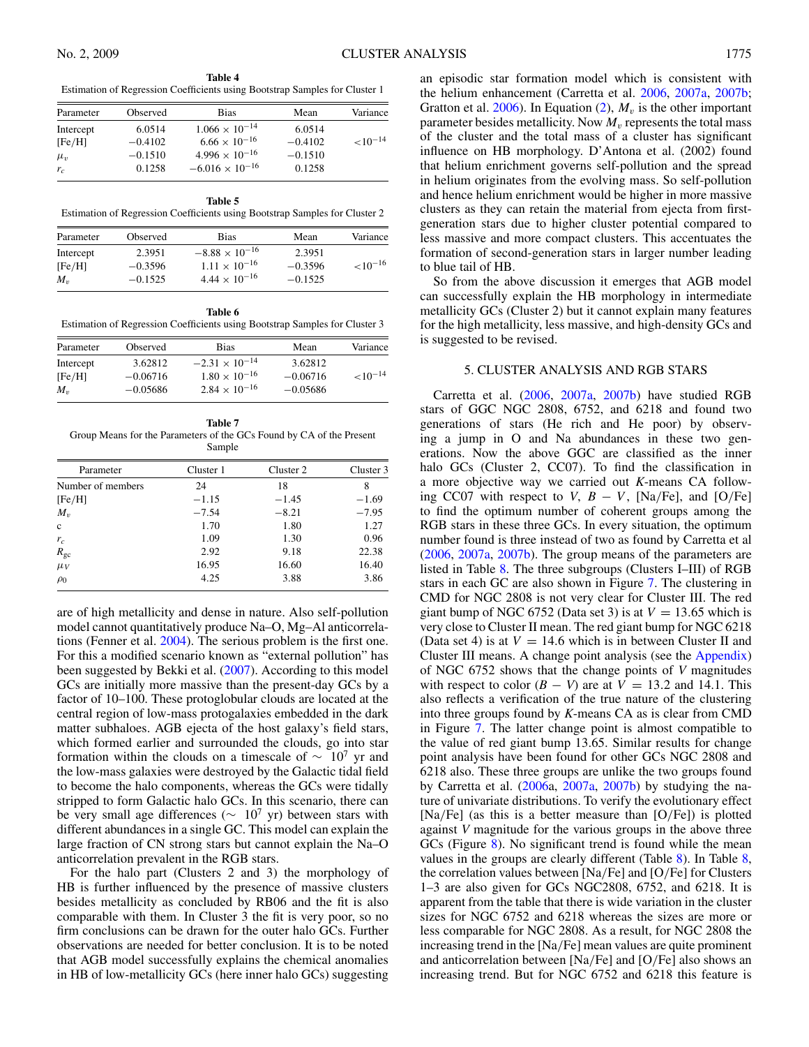**Table 4**
Estimation of Regression Coefficients using Bootstrap Samples for Cluster 1

| Parameter | Observed | Bias | Mean | Variance |
|---|---|---|---|---|
| Intercept | 6.0514 | $1.066 \times 10^{-14}$ | 6.0514 | |
| [Fe/H] | −0.4102 | $6.66 \times 10^{-16}$ | −0.4102 | $<10^{-14}$ |
| $\mu_v$ | −0.1510 | $4.996 \times 10^{-16}$ | −0.1510 | |
| $r_c$ | 0.1258 | $-6.016 \times 10^{-16}$ | 0.1258 | |

**Table 5**
Estimation of Regression Coefficients using Bootstrap Samples for Cluster 2

| Parameter | Observed | Bias | Mean | Variance |
|---|---|---|---|---|
| Intercept | 2.3951 | $-8.88 \times 10^{-16}$ | 2.3951 | |
| [Fe/H] | −0.3596 | $1.11 \times 10^{-16}$ | −0.3596 | $<10^{-16}$ |
| $M_v$ | −0.1525 | $4.44 \times 10^{-16}$ | −0.1525 | |

**Table 6**
Estimation of Regression Coefficients using Bootstrap Samples for Cluster 3

| Parameter | Observed | Bias | Mean | Variance |
|---|---|---|---|---|
| Intercept | 3.62812 | $-2.31 \times 10^{-14}$ | 3.62812 | |
| [Fe/H] | −0.06716 | $1.80 \times 10^{-16}$ | −0.06716 | $<10^{-14}$ |
| $M_v$ | −0.05686 | $2.84 \times 10^{-16}$ | −0.05686 | |

**Table 7**
Group Means for the Parameters of the GCs Found by CA of the Present Sample

| Parameter | Cluster 1 | Cluster 2 | Cluster 3 |
|---|---|---|---|
| Number of members | 24 | 18 | 8 |
| [Fe/H] | −1.15 | −1.45 | −1.69 |
| $M_v$ | −7.54 | −8.21 | −7.95 |
| c | 1.70 | 1.80 | 1.27 |
| $r_c$ | 1.09 | 1.30 | 0.96 |
| $R_{gc}$ | 2.92 | 9.18 | 22.38 |
| $\mu_V$ | 16.95 | 16.60 | 16.40 |
| $\rho_0$ | 4.25 | 3.88 | 3.86 |

are of high metallicity and dense in nature. Also self-pollution model cannot quantitatively produce Na–O, Mg–Al anticorrelations (Fenner et al. 2004). The serious problem is the first one. For this a modified scenario known as "external pollution" has been suggested by Bekki et al. (2007). According to this model GCs are initially more massive than the present-day GCs by a factor of 10–100. These protoglobular clouds are located at the central region of low-mass protogalaxies embedded in the dark matter subhaloes. AGB ejecta of the host galaxy's field stars, which formed earlier and surrounded the clouds, go into star formation within the clouds on a timescale of $\sim 10^7$ yr and the low-mass galaxies were destroyed by the Galactic tidal field to become the halo components, whereas the GCs were tidally stripped to form Galactic halo GCs. In this scenario, there can be very small age differences ($\sim 10^7$ yr) between stars with different abundances in a single GC. This model can explain the large fraction of CN strong stars but cannot explain the Na–O anticorrelation prevalent in the RGB stars.

For the halo part (Clusters 2 and 3) the morphology of HB is further influenced by the presence of massive clusters besides metallicity as concluded by RB06 and the fit is also comparable with them. In Cluster 3 the fit is very poor, so no firm conclusions can be drawn for the outer halo GCs. Further observations are needed for better conclusion. It is to be noted that AGB model successfully explains the chemical anomalies in HB of low-metallicity GCs (here inner halo GCs) suggesting an episodic star formation model which is consistent with the helium enhancement (Carretta et al. 2006, 2007a, 2007b; Gratton et al. 2006). In Equation (2), $M_v$ is the other important parameter besides metallicity. Now $M_v$ represents the total mass of the cluster and the total mass of a cluster has significant influence on HB morphology. D'Antona et al. (2002) found that helium enrichment governs self-pollution and the spread in helium originates from the evolving mass. So self-pollution and hence helium enrichment would be higher in more massive clusters as they can retain the material from ejecta from first-generation stars due to higher cluster potential compared to less massive and more compact clusters. This accentuates the formation of second-generation stars in larger number leading to blue tail of HB.

So from the above discussion it emerges that AGB model can successfully explain the HB morphology in intermediate metallicity GCs (Cluster 2) but it cannot explain many features for the high metallicity, less massive, and high-density GCs and is suggested to be revised.

## 5. CLUSTER ANALYSIS AND RGB STARS

Carretta et al. (2006, 2007a, 2007b) have studied RGB stars of GGC NGC 2808, 6752, and 6218 and found two generations of stars (He rich and He poor) by observing a jump in O and Na abundances in these two generations. Now the above GGC are classified as the inner halo GCs (Cluster 2, CC07). To find the classification in a more objective way we carried out *K*-means CA following CC07 with respect to $V$, $B - V$, [Na/Fe], and [O/Fe] to find the optimum number of coherent groups among the RGB stars in these three GCs. In every situation, the optimum number found is three instead of two as found by Carretta et al (2006, 2007a, 2007b). The group means of the parameters are listed in Table 8. The three subgroups (Clusters I–III) of RGB stars in each GC are also shown in Figure 7. The clustering in CMD for NGC 2808 is not very clear for Cluster III. The red giant bump of NGC 6752 (Data set 3) is at $V = 13.65$ which is very close to Cluster II mean. The red giant bump for NGC 6218 (Data set 4) is at $V = 14.6$ which is in between Cluster II and Cluster III means. A change point analysis (see the Appendix) of NGC 6752 shows that the change points of $V$ magnitudes with respect to color ($B - V$) are at $V = 13.2$ and 14.1. This also reflects a verification of the true nature of the clustering into three groups found by *K*-means CA as is clear from CMD in Figure 7. The latter change point is almost compatible to the value of red giant bump 13.65. Similar results for change point analysis have been found for other GCs NGC 2808 and 6218 also. These three groups are unlike the two groups found by Carretta et al. (2006a, 2007a, 2007b) by studying the nature of univariate distributions. To verify the evolutionary effect [Na/Fe] (as this is a better measure than [O/Fe]) is plotted against $V$ magnitude for the various groups in the above three GCs (Figure 8). No significant trend is found while the mean values in the groups are clearly different (Table 8). In Table 8, the correlation values between [Na/Fe] and [O/Fe] for Clusters 1–3 are also given for GCs NGC2808, 6752, and 6218. It is apparent from the table that there is wide variation in the cluster sizes for NGC 6752 and 6218 whereas the sizes are more or less comparable for NGC 2808. As a result, for NGC 2808 the increasing trend in the [Na/Fe] mean values are quite prominent and anticorrelation between [Na/Fe] and [O/Fe] also shows an increasing trend. But for NGC 6752 and 6218 this feature is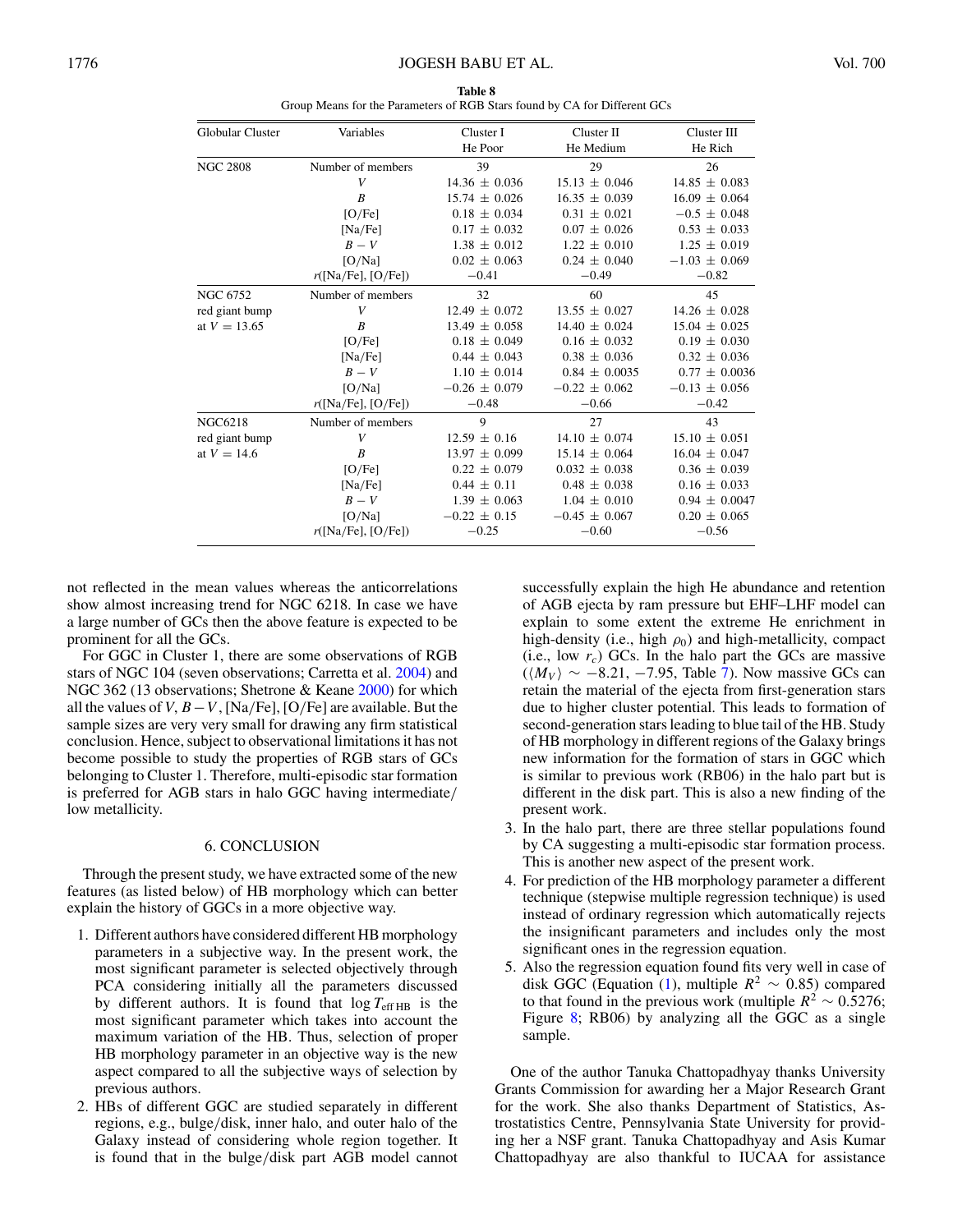**Table 8**

Group Means for the Parameters of RGB Stars found by CA for Different GCs

| Globular Cluster | Variables | Cluster I He Poor | Cluster II He Medium | Cluster III He Rich |
|---|---|---|---|---|
| NGC 2808 | Number of members | 39 | 29 | 26 |
| | $V$ | 14.36 ± 0.036 | 15.13 ± 0.046 | 14.85 ± 0.083 |
| | $B$ | 15.74 ± 0.026 | 16.35 ± 0.039 | 16.09 ± 0.064 |
| | [O/Fe] | 0.18 ± 0.034 | 0.31 ± 0.021 | −0.5 ± 0.048 |
| | [Na/Fe] | 0.17 ± 0.032 | 0.07 ± 0.026 | 0.53 ± 0.033 |
| | $B - V$ | 1.38 ± 0.012 | 1.22 ± 0.010 | 1.25 ± 0.019 |
| | [O/Na] | 0.02 ± 0.063 | 0.24 ± 0.040 | −1.03 ± 0.069 |
| | $r$([Na/Fe], [O/Fe]) | −0.41 | −0.49 | −0.82 |
| NGC 6752 red giant bump at $V = 13.65$ | Number of members | 32 | 60 | 45 |
| | $V$ | 12.49 ± 0.072 | 13.55 ± 0.027 | 14.26 ± 0.028 |
| | $B$ | 13.49 ± 0.058 | 14.40 ± 0.024 | 15.04 ± 0.025 |
| | [O/Fe] | 0.18 ± 0.049 | 0.16 ± 0.032 | 0.19 ± 0.030 |
| | [Na/Fe] | 0.44 ± 0.043 | 0.38 ± 0.036 | 0.32 ± 0.036 |
| | $B - V$ | 1.10 ± 0.014 | 0.84 ± 0.0035 | 0.77 ± 0.0036 |
| | [O/Na] | −0.26 ± 0.079 | −0.22 ± 0.062 | −0.13 ± 0.056 |
| | $r$([Na/Fe], [O/Fe]) | −0.48 | −0.66 | −0.42 |
| NGC6218 red giant bump at $V = 14.6$ | Number of members | 9 | 27 | 43 |
| | $V$ | 12.59 ± 0.16 | 14.10 ± 0.074 | 15.10 ± 0.051 |
| | $B$ | 13.97 ± 0.099 | 15.14 ± 0.064 | 16.04 ± 0.047 |
| | [O/Fe] | 0.22 ± 0.079 | 0.032 ± 0.038 | 0.36 ± 0.039 |
| | [Na/Fe] | 0.44 ± 0.11 | 0.48 ± 0.038 | 0.16 ± 0.033 |
| | $B - V$ | 1.39 ± 0.063 | 1.04 ± 0.010 | 0.94 ± 0.0047 |
| | [O/Na] | −0.22 ± 0.15 | −0.45 ± 0.067 | 0.20 ± 0.065 |
| | $r$([Na/Fe], [O/Fe]) | −0.25 | −0.60 | −0.56 |

not reflected in the mean values whereas the anticorrelations show almost increasing trend for NGC 6218. In case we have a large number of GCs then the above feature is expected to be prominent for all the GCs.

For GGC in Cluster 1, there are some observations of RGB stars of NGC 104 (seven observations; Carretta et al. 2004) and NGC 362 (13 observations; Shetrone & Keane 2000) for which all the values of $V$, $B - V$, [Na/Fe], [O/Fe] are available. But the sample sizes are very very small for drawing any firm statistical conclusion. Hence, subject to observational limitations it has not become possible to study the properties of RGB stars of GCs belonging to Cluster 1. Therefore, multi-episodic star formation is preferred for AGB stars in halo GGC having intermediate/low metallicity.

## 6. CONCLUSION

Through the present study, we have extracted some of the new features (as listed below) of HB morphology which can better explain the history of GGCs in a more objective way.

1. Different authors have considered different HB morphology parameters in a subjective way. In the present work, the most significant parameter is selected objectively through PCA considering initially all the parameters discussed by different authors. It is found that $\log T_{\mathrm{eff\,HB}}$ is the most significant parameter which takes into account the maximum variation of the HB. Thus, selection of proper HB morphology parameter in an objective way is the new aspect compared to all the subjective ways of selection by previous authors.
2. HBs of different GGC are studied separately in different regions, e.g., bulge/disk, inner halo, and outer halo of the Galaxy instead of considering whole region together. It is found that in the bulge/disk part AGB model cannot successfully explain the high He abundance and retention of AGB ejecta by ram pressure but EHF–LHF model can explain to some extent the extreme He enrichment in high-density (i.e., high $\rho_0$) and high-metallicity, compact (i.e., low $r_c$) GCs. In the halo part the GCs are massive ($\langle M_V \rangle \sim -8.21, -7.95$, Table 7). Now massive GCs can retain the material of the ejecta from first-generation stars due to higher cluster potential. This leads to formation of second-generation stars leading to blue tail of the HB. Study of HB morphology in different regions of the Galaxy brings new information for the formation of stars in GGC which is similar to previous work (RB06) in the halo part but is different in the disk part. This is also a new finding of the present work.
3. In the halo part, there are three stellar populations found by CA suggesting a multi-episodic star formation process. This is another new aspect of the present work.
4. For prediction of the HB morphology parameter a different technique (stepwise multiple regression technique) is used instead of ordinary regression which automatically rejects the insignificant parameters and includes only the most significant ones in the regression equation.
5. Also the regression equation found fits very well in case of disk GGC (Equation (1), multiple $R^2 \sim 0.85$) compared to that found in the previous work (multiple $R^2 \sim 0.5276$; Figure 8; RB06) by analyzing all the GGC as a single sample.

One of the author Tanuka Chattopadhyay thanks University Grants Commission for awarding her a Major Research Grant for the work. She also thanks Department of Statistics, Astrostatistics Centre, Pennsylvania State University for providing her a NSF grant. Tanuka Chattopadhyay and Asis Kumar Chattopadhyay are also thankful to IUCAA for assistance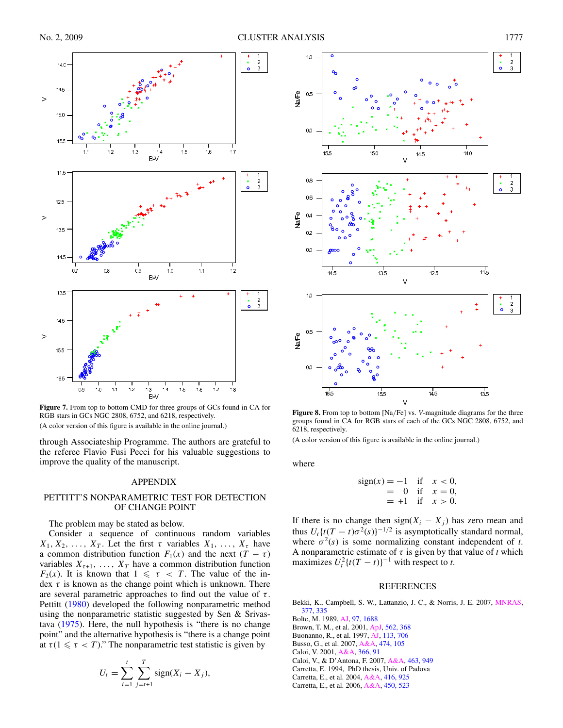**Figure 7.** From top to bottom CMD for three groups of GCs found in CA for RGB stars in GCs NGC 2808, 6752, and 6218, respectively.

(A color version of this figure is available in the online journal.)

**Figure 8.** From top to bottom [Na/Fe] vs. *V*-magnitude diagrams for the three groups found in CA for RGB stars of each of the GCs NGC 2808, 6752, and 6218, respectively.

(A color version of this figure is available in the online journal.)

through Associateship Programme. The authors are grateful to the referee Flavio Fusi Pecci for his valuable suggestions to improve the quality of the manuscript.

## APPENDIX

### PETTITT'S NONPARAMETRIC TEST FOR DETECTION OF CHANGE POINT

The problem may be stated as below.

Consider a sequence of continuous random variables $X_1, X_2, \ldots, X_T$. Let the first $\tau$ variables $X_1, \ldots, X_\tau$ have a common distribution function $F_1(x)$ and the next $(T - \tau)$ variables $X_{\tau+1}, \ldots, X_T$ have a common distribution function $F_2(x)$. It is known that $1 \leqslant \tau < T$. The value of the index $\tau$ is known as the change point which is unknown. There are several parametric approaches to find out the value of $\tau$. Pettitt (1980) developed the following nonparametric method using the nonparametric statistic suggested by Sen & Srivastava (1975). Here, the null hypothesis is "there is no change point" and the alternative hypothesis is "there is a change point at $\tau (1 \leqslant \tau < T)$." The nonparametric test statistic is given by

$$U_t = \sum_{i=1}^{t} \sum_{j=t+1}^{T} \text{sign}(X_i - X_j),$$

where

$$\begin{aligned} \text{sign}(x) &= -1 \quad \text{if} \quad x < 0, \\ &= \phantom{-}0 \quad \text{if} \quad x = 0, \\ &= +1 \quad \text{if} \quad x > 0. \end{aligned}$$

If there is no change then $\text{sign}(X_i - X_j)$ has zero mean and thus $U_t\{t(T - t)\sigma^2(s)\}^{-1/2}$ is asymptotically standard normal, where $\sigma^2(s)$ is some normalizing constant independent of $t$. A nonparametric estimate of $\tau$ is given by that value of $t$ which maximizes $U_t^2\{t(T - t)\}^{-1}$ with respect to $t$.

## REFERENCES

Bekki, K., Campbell, S. W., Lattanzio, J. C., & Norris, J. E. 2007, MNRAS, 377, 335

Bolte, M. 1989, AJ, 97, 1688

Brown, T. M., et al. 2001, ApJ, 562, 368

Buonanno, R., et al. 1997, AJ, 113, 706

Busso, G., et al. 2007, A&A, 474, 105

Caloi, V. 2001, A&A, 366, 91

Caloi, V., & D'Antona, F. 2007, A&A, 463, 949

Carretta, E. 1994, PhD thesis, Univ. of Padova

Carretta, E., et al. 2004, A&A, 416, 925

Carretta, E., et al. 2006, A&A, 450, 523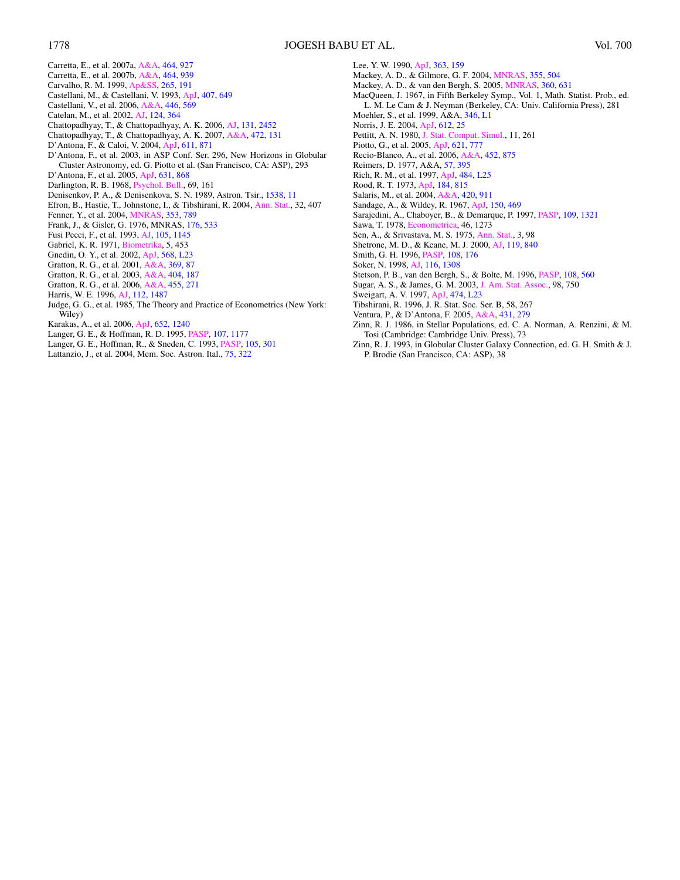Carretta, E., et al. 2007a, A&A, 464, 927
Carretta, E., et al. 2007b, A&A, 464, 939
Carvalho, R. M. 1999, Ap&SS, 265, 191
Castellani, M., & Castellani, V. 1993, ApJ, 407, 649
Castellani, V., et al. 2006, A&A, 446, 569
Catelan, M., et al. 2002, AJ, 124, 364
Chattopadhyay, T., & Chattopadhyay, A. K. 2006, AJ, 131, 2452
Chattopadhyay, T., & Chattopadhyay, A. K. 2007, A&A, 472, 131
D'Antona, F., & Caloi, V. 2004, ApJ, 611, 871
D'Antona, F., et al. 2003, in ASP Conf. Ser. 296, New Horizons in Globular Cluster Astronomy, ed. G. Piotto et al. (San Francisco, CA: ASP), 293
D'Antona, F., et al. 2005, ApJ, 631, 868
Darlington, R. B. 1968, Psychol. Bull., 69, 161
Denisenkov, P. A., & Denisenkova, S. N. 1989, Astron. Tsir., 1538, 11
Efron, B., Hastie, T., Johnstone, I., & Tibshirani, R. 2004, Ann. Stat., 32, 407
Fenner, Y., et al. 2004, MNRAS, 353, 789
Frank, J., & Gisler, G. 1976, MNRAS, 176, 533
Fusi Pecci, F., et al. 1993, AJ, 105, 1145
Gabriel, K. R. 1971, Biometrika, 5, 453
Gnedin, O. Y., et al. 2002, ApJ, 568, L23
Gratton, R. G., et al. 2001, A&A, 369, 87
Gratton, R. G., et al. 2003, A&A, 404, 187
Gratton, R. G., et al. 2006, A&A, 455, 271
Harris, W. E. 1996, AJ, 112, 1487
Judge, G. G., et al. 1985, The Theory and Practice of Econometrics (New York: Wiley)
Karakas, A., et al. 2006, ApJ, 652, 1240
Langer, G. E., & Hoffman, R. D. 1995, PASP, 107, 1177
Langer, G. E., Hoffman, R., & Sneden, C. 1993, PASP, 105, 301
Lattanzio, J., et al. 2004, Mem. Soc. Astron. Ital., 75, 322
Lee, Y. W. 1990, ApJ, 363, 159
Mackey, A. D., & Gilmore, G. F. 2004, MNRAS, 355, 504
Mackey, A. D., & van den Bergh, S. 2005, MNRAS, 360, 631
MacQueen, J. 1967, in Fifth Berkeley Symp., Vol. 1, Math. Statist. Prob., ed. L. M. Le Cam & J. Neyman (Berkeley, CA: Univ. California Press), 281
Moehler, S., et al. 1999, A&A, 346, L1
Norris, J. E. 2004, ApJ, 612, 25
Pettitt, A. N. 1980, J. Stat. Comput. Simul., 11, 261
Piotto, G., et al. 2005, ApJ, 621, 777
Recio-Blanco, A., et al. 2006, A&A, 452, 875
Reimers, D. 1977, A&A, 57, 395
Rich, R. M., et al. 1997, ApJ, 484, L25
Rood, R. T. 1973, ApJ, 184, 815
Salaris, M., et al. 2004, A&A, 420, 911
Sandage, A., & Wildey, R. 1967, ApJ, 150, 469
Sarajedini, A., Chaboyer, B., & Demarque, P. 1997, PASP, 109, 1321
Sawa, T. 1978, Econometrica, 46, 1273
Sen, A., & Srivastava, M. S. 1975, Ann. Stat., 3, 98
Shetrone, M. D., & Keane, M. J. 2000, AJ, 119, 840
Smith, G. H. 1996, PASP, 108, 176
Soker, N. 1998, AJ, 116, 1308
Stetson, P. B., van den Bergh, S., & Bolte, M. 1996, PASP, 108, 560
Sugar, A. S., & James, G. M. 2003, J. Am. Stat. Assoc., 98, 750
Sweigart, A. V. 1997, ApJ, 474, L23
Tibshirani, R. 1996, J. R. Stat. Soc. Ser. B, 58, 267
Ventura, P., & D'Antona, F. 2005, A&A, 431, 279
Zinn, R. J. 1986, in Stellar Populations, ed. C. A. Norman, A. Renzini, & M. Tosi (Cambridge: Cambridge Univ. Press), 73
Zinn, R. J. 1993, in Globular Cluster Galaxy Connection, ed. G. H. Smith & J. P. Brodie (San Francisco, CA: ASP), 38